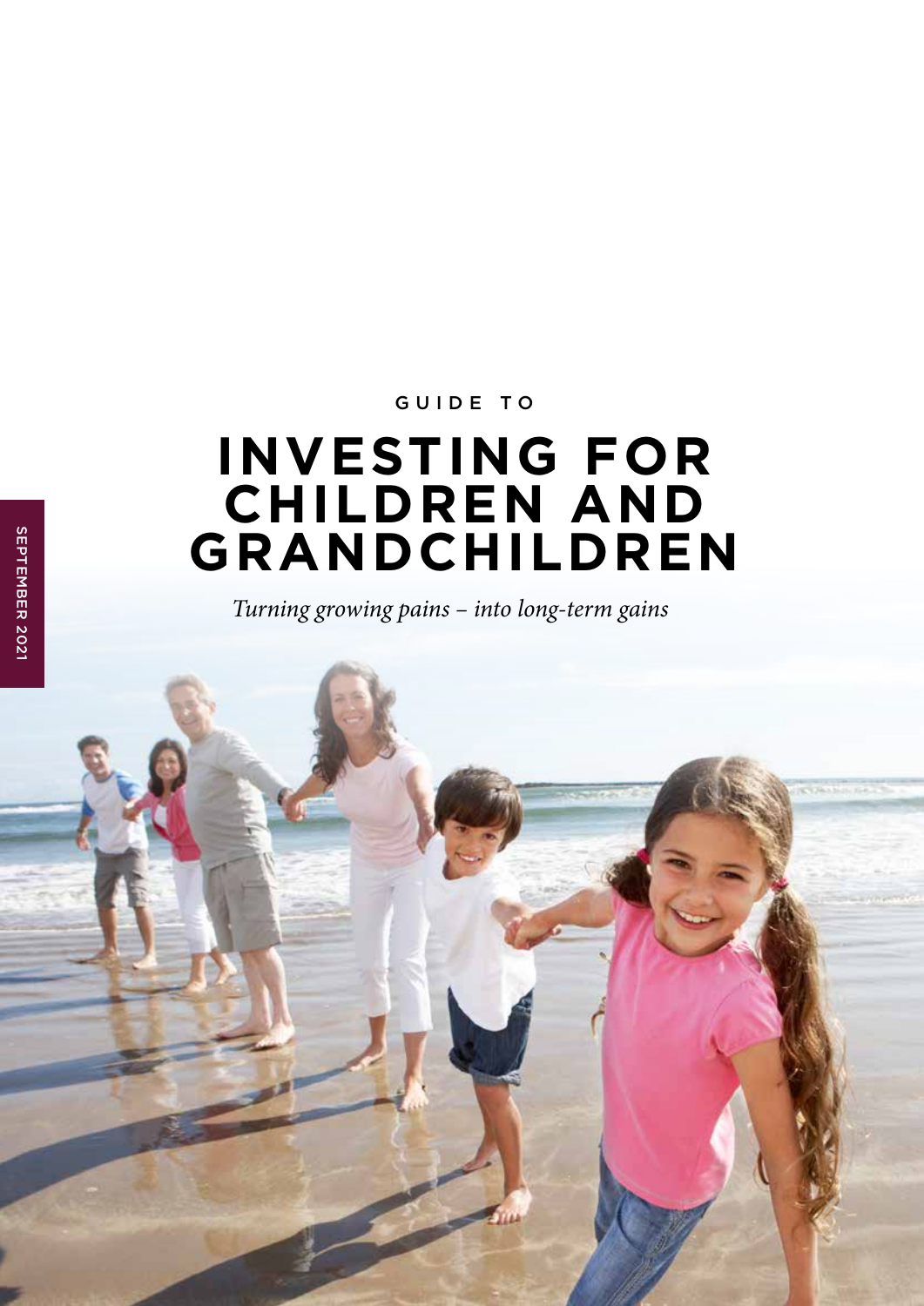GUIDE TO

# INVESTING FOR CHILDREN AND GRANDCHILDREN

*Turning growing pains – into long-term gains*

SEPTEMBER 2021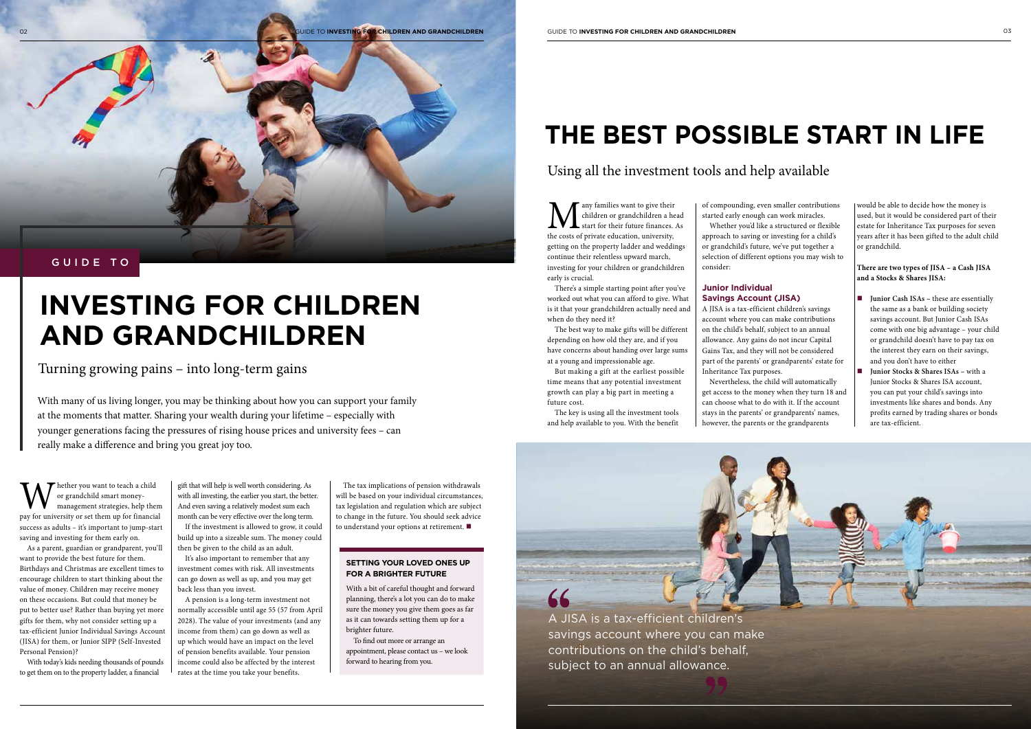GUIDE TO

# INVESTING FOR CHILDREN AND GRANDCHILDREN

Turning growing pains – into long-term gains

With many of us living longer, you may be thinking about how you can support your family at the moments that matter. Sharing your wealth during your lifetime – especially with younger generations facing the pressures of rising house prices and university fees – can really make a difference and bring you great joy too.

Whether you want to teach a child or grandchild smart money-management strategies, help them pay for university or set them up for financial success as adults – it's important to jump-start saving and investing for them early on.

As a parent, guardian or grandparent, you'll want to provide the best future for them. Birthdays and Christmas are excellent times to encourage children to start thinking about the value of money. Children may receive money on these occasions. But could that money be put to better use? Rather than buying yet more gifts for them, why not consider setting up a tax-efficient Junior Individual Savings Account (JISA) for them, or Junior SIPP (Self-Invested Personal Pension)?

With today's kids needing thousands of pounds to get them on to the property ladder, a financial gift that will help is well worth considering. As with all investing, the earlier you start, the better. And even saving a relatively modest sum each month can be very effective over the long term.

If the investment is allowed to grow, it could build up into a sizeable sum. The money could then be given to the child as an adult.

It's also important to remember that any investment comes with risk. All investments can go down as well as up, and you may get back less than you invest.

A pension is a long-term investment not normally accessible until age 55 (57 from April 2028). The value of your investments (and any income from them) can go down as well as up which would have an impact on the level of pension benefits available. Your pension income could also be affected by the interest rates at the time you take your benefits.

The tax implications of pension withdrawals will be based on your individual circumstances, tax legislation and regulation which are subject to change in the future. You should seek advice to understand your options at retirement. ■

### SETTING YOUR LOVED ONES UP FOR A BRIGHTER FUTURE

With a bit of careful thought and forward planning, there's a lot you can do to make sure the money you give them goes as far as it can towards setting them up for a brighter future.

To find out more or arrange an appointment, please contact us – we look forward to hearing from you.

# THE BEST POSSIBLE START IN LIFE

Using all the investment tools and help available

Many families want to give their children or grandchildren a head start for their future finances. As the costs of private education, university, getting on the property ladder and weddings continue their relentless upward march, investing for your children or grandchildren early is crucial.

There's a simple starting point after you've worked out what you can afford to give. What is it that your grandchildren actually need and when do they need it?

The best way to make gifts will be different depending on how old they are, and if you have concerns about handing over large sums at a young and impressionable age.

But making a gift at the earliest possible time means that any potential investment growth can play a big part in meeting a future cost.

The key is using all the investment tools and help available to you. With the benefit of compounding, even smaller contributions started early enough can work miracles.

Whether you'd like a structured or flexible approach to saving or investing for a child's or grandchild's future, we've put together a selection of different options you may wish to consider:

### Junior Individual Savings Account (JISA)

A JISA is a tax-efficient children's savings account where you can make contributions on the child's behalf, subject to an annual allowance. Any gains do not incur Capital Gains Tax, and they will not be considered part of the parents' or grandparents' estate for Inheritance Tax purposes.

Nevertheless, the child will automatically get access to the money when they turn 18 and can choose what to do with it. If the account stays in the parents' or grandparents' names, however, the parents or the grandparents would be able to decide how the money is used, but it would be considered part of their estate for Inheritance Tax purposes for seven years after it has been gifted to the adult child or grandchild.

**There are two types of JISA – a Cash JISA and a Stocks & Shares JISA:**

- **Junior Cash ISAs** – these are essentially the same as a bank or building society savings account. But Junior Cash ISAs come with one big advantage – your child or grandchild doesn't have to pay tax on the interest they earn on their savings, and you don't have to either
- **Junior Stocks & Shares ISAs** – with a Junior Stocks & Shares ISA account, you can put your child's savings into investments like shares and bonds. Any profits earned by trading shares or bonds are tax-efficient.

> "A JISA is a tax-efficient children's savings account where you can make contributions on the child's behalf, subject to an annual allowance."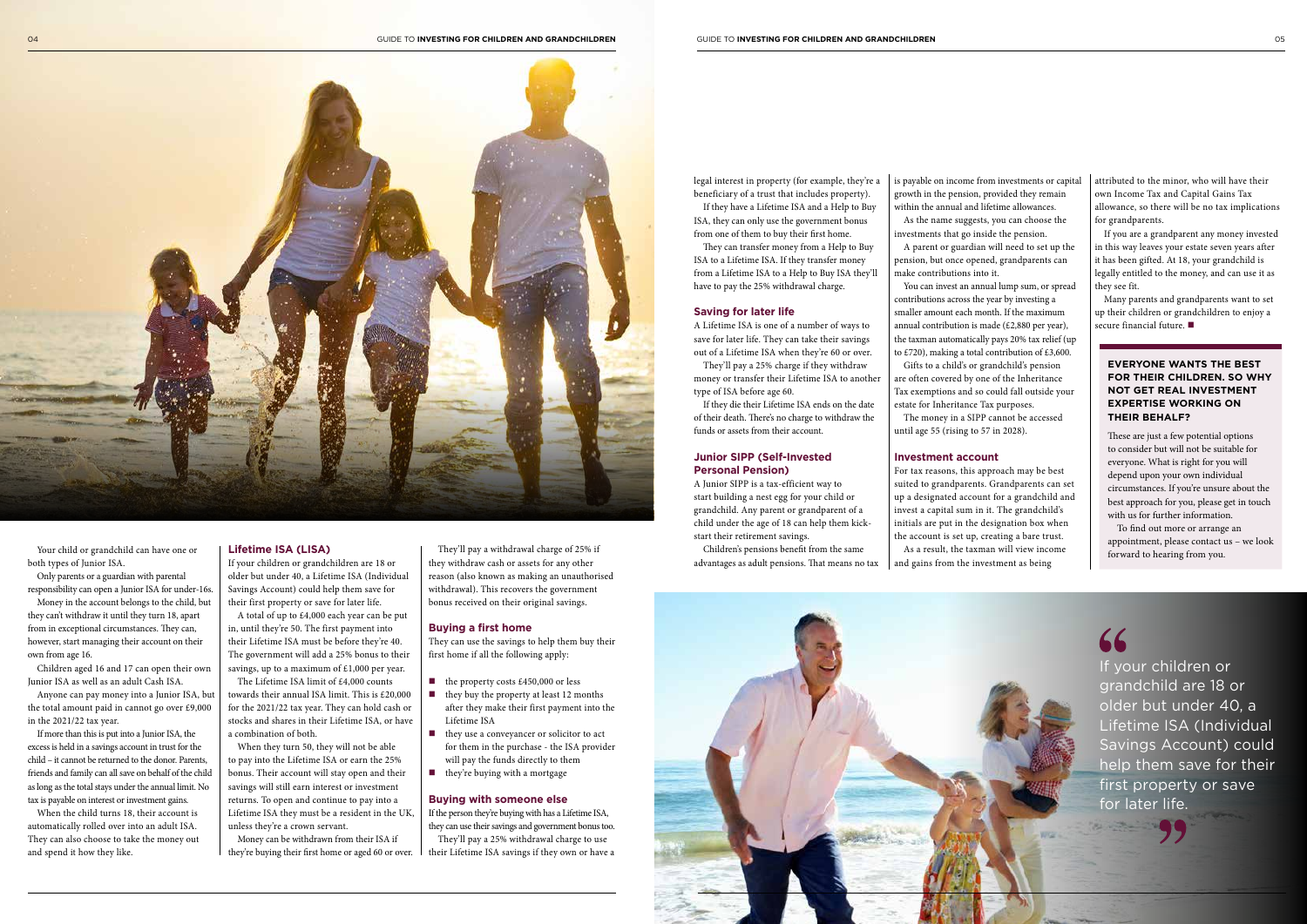Your child or grandchild can have one or both types of Junior ISA.

Only parents or a guardian with parental responsibility can open a Junior ISA for under-16s.

Money in the account belongs to the child, but they can't withdraw it until they turn 18, apart from in exceptional circumstances. They can, however, start managing their account on their own from age 16.

Children aged 16 and 17 can open their own Junior ISA as well as an adult Cash ISA.

Anyone can pay money into a Junior ISA, but the total amount paid in cannot go over £9,000 in the 2021/22 tax year.

If more than this is put into a Junior ISA, the excess is held in a savings account in trust for the child – it cannot be returned to the donor. Parents, friends and family can all save on behalf of the child as long as the total stays under the annual limit. No tax is payable on interest or investment gains.

When the child turns 18, their account is automatically rolled over into an adult ISA. They can also choose to take the money out and spend it how they like.

### Lifetime ISA (LISA)

If your children or grandchildren are 18 or older but under 40, a Lifetime ISA (Individual Savings Account) could help them save for their first property or save for later life.

A total of up to £4,000 each year can be put in, until they're 50. The first payment into their Lifetime ISA must be before they're 40. The government will add a 25% bonus to their savings, up to a maximum of £1,000 per year.

The Lifetime ISA limit of £4,000 counts towards their annual ISA limit. This is £20,000 for the 2021/22 tax year. They can hold cash or stocks and shares in their Lifetime ISA, or have a combination of both.

When they turn 50, they will not be able to pay into the Lifetime ISA or earn the 25% bonus. Their account will stay open and their savings will still earn interest or investment returns. To open and continue to pay into a Lifetime ISA they must be a resident in the UK, unless they're a crown servant.

Money can be withdrawn from their ISA if they're buying their first home or aged 60 or over.

They'll pay a withdrawal charge of 25% if they withdraw cash or assets for any other reason (also known as making an unauthorised withdrawal). This recovers the government bonus received on their original savings.

### Buying a first home

They can use the savings to help them buy their first home if all the following apply:

- the property costs £450,000 or less
- they buy the property at least 12 months after they make their first payment into the Lifetime ISA
- they use a conveyancer or solicitor to act for them in the purchase - the ISA provider will pay the funds directly to them
- they're buying with a mortgage

### Buying with someone else

If the person they're buying with has a Lifetime ISA, they can use their savings and government bonus too.

They'll pay a 25% withdrawal charge to use their Lifetime ISA savings if they own or have a legal interest in property (for example, they're a beneficiary of a trust that includes property).

If they have a Lifetime ISA and a Help to Buy ISA, they can only use the government bonus from one of them to buy their first home.

They can transfer money from a Help to Buy ISA to a Lifetime ISA. If they transfer money from a Lifetime ISA to a Help to Buy ISA they'll have to pay the 25% withdrawal charge.

### Saving for later life

A Lifetime ISA is one of a number of ways to save for later life. They can take their savings out of a Lifetime ISA when they're 60 or over.

They'll pay a 25% charge if they withdraw money or transfer their Lifetime ISA to another type of ISA before age 60.

If they die their Lifetime ISA ends on the date of their death. There's no charge to withdraw the funds or assets from their account.

### Junior SIPP (Self-Invested Personal Pension)

A Junior SIPP is a tax-efficient way to start building a nest egg for your child or grandchild. Any parent or grandparent of a child under the age of 18 can help them kick-start their retirement savings.

Children's pensions benefit from the same advantages as adult pensions. That means no tax is payable on income from investments or capital growth in the pension, provided they remain within the annual and lifetime allowances.

As the name suggests, you can choose the investments that go inside the pension.

A parent or guardian will need to set up the pension, but once opened, grandparents can make contributions into it.

You can invest an annual lump sum, or spread contributions across the year by investing a smaller amount each month. If the maximum annual contribution is made (£2,880 per year), the taxman automatically pays 20% tax relief (up to £720), making a total contribution of £3,600.

Gifts to a child's or grandchild's pension are often covered by one of the Inheritance Tax exemptions and so could fall outside your estate for Inheritance Tax purposes.

The money in a SIPP cannot be accessed until age 55 (rising to 57 in 2028).

### Investment account

For tax reasons, this approach may be best suited to grandparents. Grandparents can set up a designated account for a grandchild and invest a capital sum in it. The grandchild's initials are put in the designation box when the account is set up, creating a bare trust.

As a result, the taxman will view income and gains from the investment as being attributed to the minor, who will have their own Income Tax and Capital Gains Tax allowance, so there will be no tax implications for grandparents.

If you are a grandparent any money invested in this way leaves your estate seven years after it has been gifted. At 18, your grandchild is legally entitled to the money, and can use it as they see fit.

Many parents and grandparents want to set up their children or grandchildren to enjoy a secure financial future. ■

**EVERYONE WANTS THE BEST FOR THEIR CHILDREN. SO WHY NOT GET REAL INVESTMENT EXPERTISE WORKING ON THEIR BEHALF?**

These are just a few potential options to consider but will not be suitable for everyone. What is right for you will depend upon your own individual circumstances. If you're unsure about the best approach for you, please get in touch with us for further information.

To find out more or arrange an appointment, please contact us – we look forward to hearing from you.

> "If your children or grandchild are 18 or older but under 40, a Lifetime ISA (Individual Savings Account) could help them save for their first property or save for later life."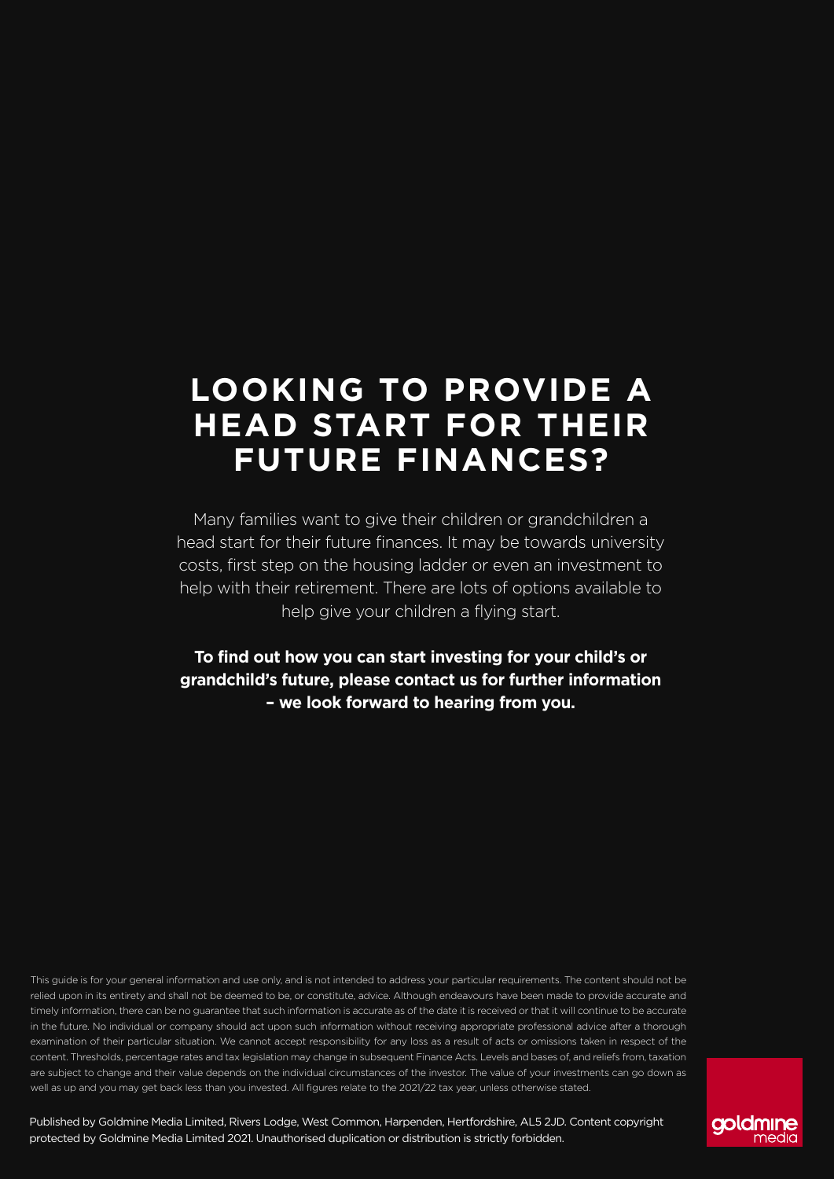# LOOKING TO PROVIDE A HEAD START FOR THEIR FUTURE FINANCES?

Many families want to give their children or grandchildren a head start for their future finances. It may be towards university costs, first step on the housing ladder or even an investment to help with their retirement. There are lots of options available to help give your children a flying start.

**To find out how you can start investing for your child's or grandchild's future, please contact us for further information – we look forward to hearing from you.**

This guide is for your general information and use only, and is not intended to address your particular requirements. The content should not be relied upon in its entirety and shall not be deemed to be, or constitute, advice. Although endeavours have been made to provide accurate and timely information, there can be no guarantee that such information is accurate as of the date it is received or that it will continue to be accurate in the future. No individual or company should act upon such information without receiving appropriate professional advice after a thorough examination of their particular situation. We cannot accept responsibility for any loss as a result of acts or omissions taken in respect of the content. Thresholds, percentage rates and tax legislation may change in subsequent Finance Acts. Levels and bases of, and reliefs from, taxation are subject to change and their value depends on the individual circumstances of the investor. The value of your investments can go down as well as up and you may get back less than you invested. All figures relate to the 2021/22 tax year, unless otherwise stated.

Published by Goldmine Media Limited, Rivers Lodge, West Common, Harpenden, Hertfordshire, AL5 2JD. Content copyright protected by Goldmine Media Limited 2021. Unauthorised duplication or distribution is strictly forbidden.

goldmine media